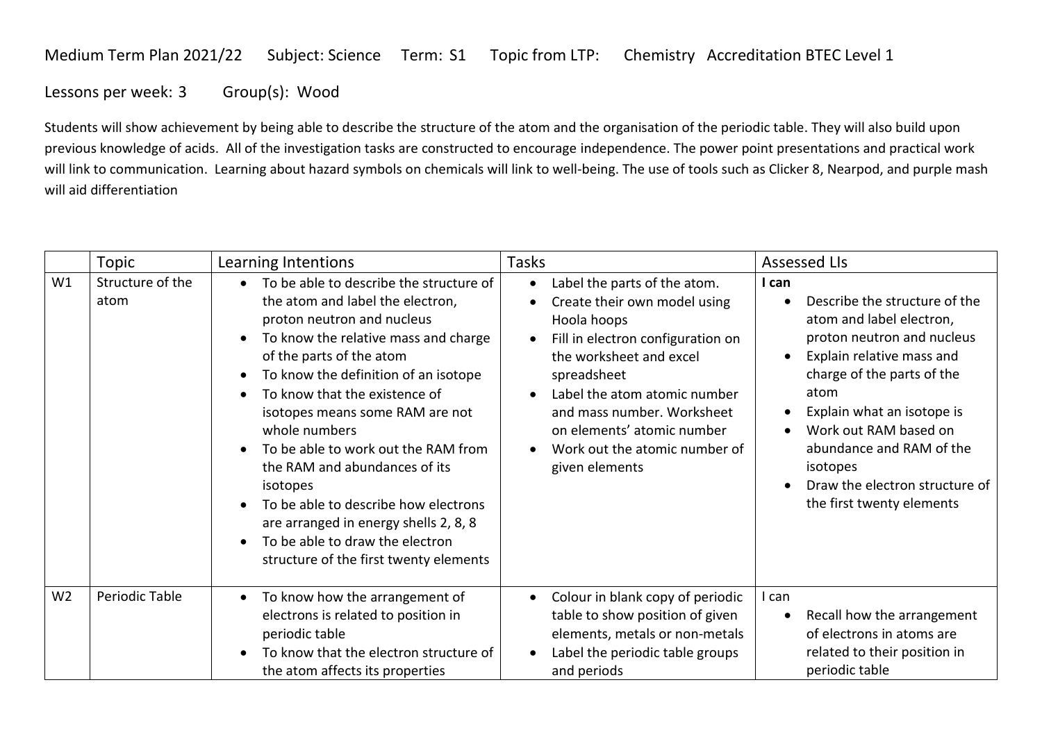Medium Term Plan 2021/22 Subject: Science Term: S1 Topic from LTP: Chemistry Accreditation BTEC Level 1

Lessons per week: 3 Group(s): Wood

Students will show achievement by being able to describe the structure of the atom and the organisation of the periodic table. They will also build upon previous knowledge of acids. All of the investigation tasks are constructed to encourage independence. The power point presentations and practical work will link to communication. Learning about hazard symbols on chemicals will link to well-being. The use of tools such as Clicker 8, Nearpod, and purple mash will aid differentiation

| | Topic | Learning Intentions | Tasks | Assessed LIs |
|---|---|---|---|---|
| W1 | Structure of the atom | • To be able to describe the structure of the atom and label the electron, proton neutron and nucleus<br>• To know the relative mass and charge of the parts of the atom<br>• To know the definition of an isotope<br>• To know that the existence of isotopes means some RAM are not whole numbers<br>• To be able to work out the RAM from the RAM and abundances of its isotopes<br>• To be able to describe how electrons are arranged in energy shells 2, 8, 8<br>• To be able to draw the electron structure of the first twenty elements | • Label the parts of the atom.<br>• Create their own model using Hoola hoops<br>• Fill in electron configuration on the worksheet and excel spreadsheet<br>• Label the atom atomic number and mass number. Worksheet on elements' atomic number<br>• Work out the atomic number of given elements | **I can**<br>• Describe the structure of the atom and label electron, proton neutron and nucleus<br>• Explain relative mass and charge of the parts of the atom<br>• Explain what an isotope is<br>• Work out RAM based on abundance and RAM of the isotopes<br>• Draw the electron structure of the first twenty elements |
| W2 | Periodic Table | • To know how the arrangement of electrons is related to position in periodic table<br>• To know that the electron structure of the atom affects its properties | • Colour in blank copy of periodic table to show position of given elements, metals or non-metals<br>• Label the periodic table groups and periods | I can<br>• Recall how the arrangement of electrons in atoms are related to their position in periodic table |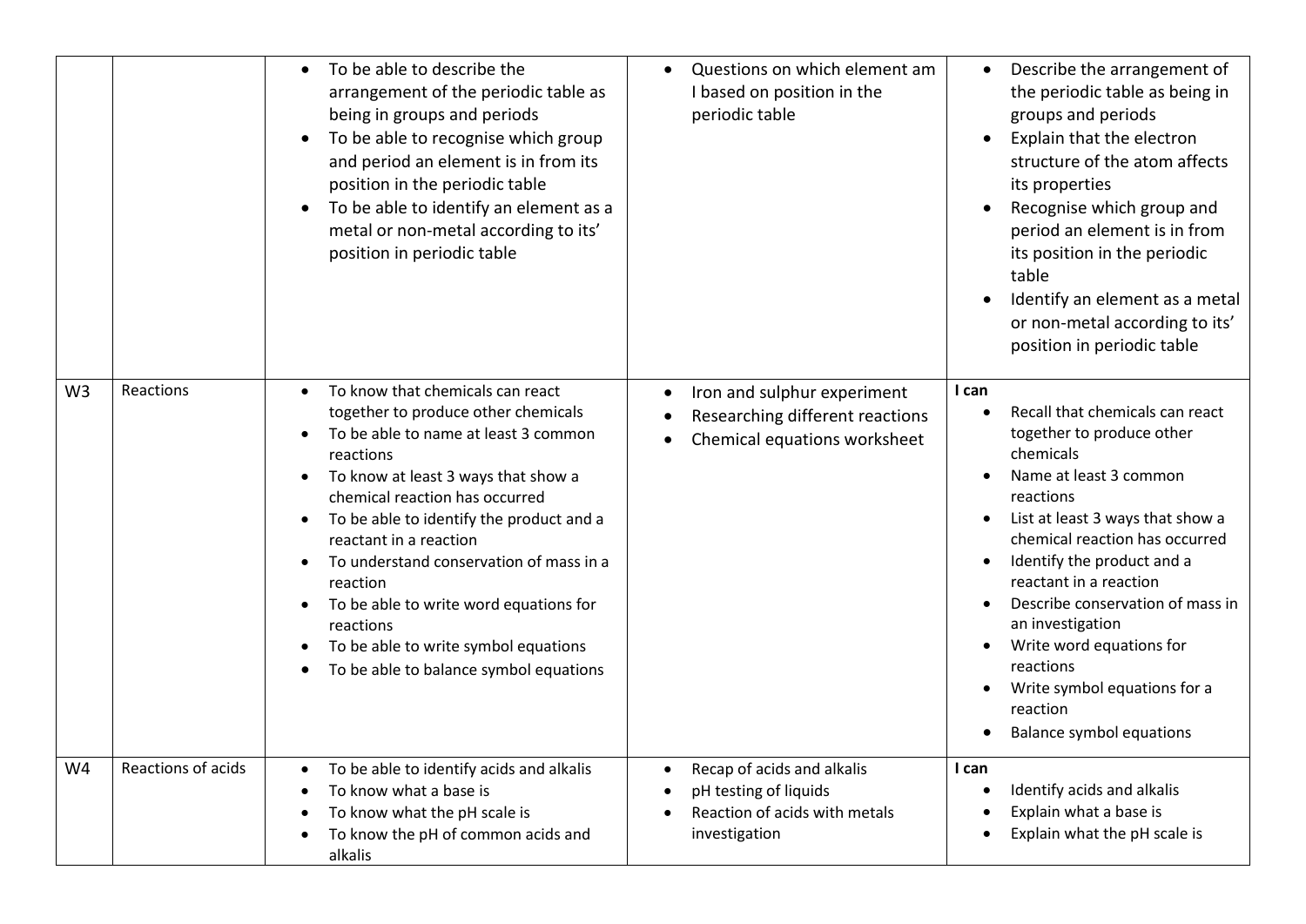| | | | | |
|---|---|---|---|---|
| | | • To be able to describe the arrangement of the periodic table as being in groups and periods<br>• To be able to recognise which group and period an element is in from its position in the periodic table<br>• To be able to identify an element as a metal or non-metal according to its' position in periodic table | • Questions on which element am I based on position in the periodic table | • Describe the arrangement of the periodic table as being in groups and periods<br>• Explain that the electron structure of the atom affects its properties<br>• Recognise which group and period an element is in from its position in the periodic table<br>• Identify an element as a metal or non-metal according to its' position in periodic table |
| W3 | Reactions | • To know that chemicals can react together to produce other chemicals<br>• To be able to name at least 3 common reactions<br>• To know at least 3 ways that show a chemical reaction has occurred<br>• To be able to identify the product and a reactant in a reaction<br>• To understand conservation of mass in a reaction<br>• To be able to write word equations for reactions<br>• To be able to write symbol equations<br>• To be able to balance symbol equations | • Iron and sulphur experiment<br>• Researching different reactions<br>• Chemical equations worksheet | **I can**<br>• Recall that chemicals can react together to produce other chemicals<br>• Name at least 3 common reactions<br>• List at least 3 ways that show a chemical reaction has occurred<br>• Identify the product and a reactant in a reaction<br>• Describe conservation of mass in an investigation<br>• Write word equations for reactions<br>• Write symbol equations for a reaction<br>• Balance symbol equations |
| W4 | Reactions of acids | • To be able to identify acids and alkalis<br>• To know what a base is<br>• To know what the pH scale is<br>• To know the pH of common acids and alkalis | • Recap of acids and alkalis<br>• pH testing of liquids<br>• Reaction of acids with metals investigation | **I can**<br>• Identify acids and alkalis<br>• Explain what a base is<br>• Explain what the pH scale is |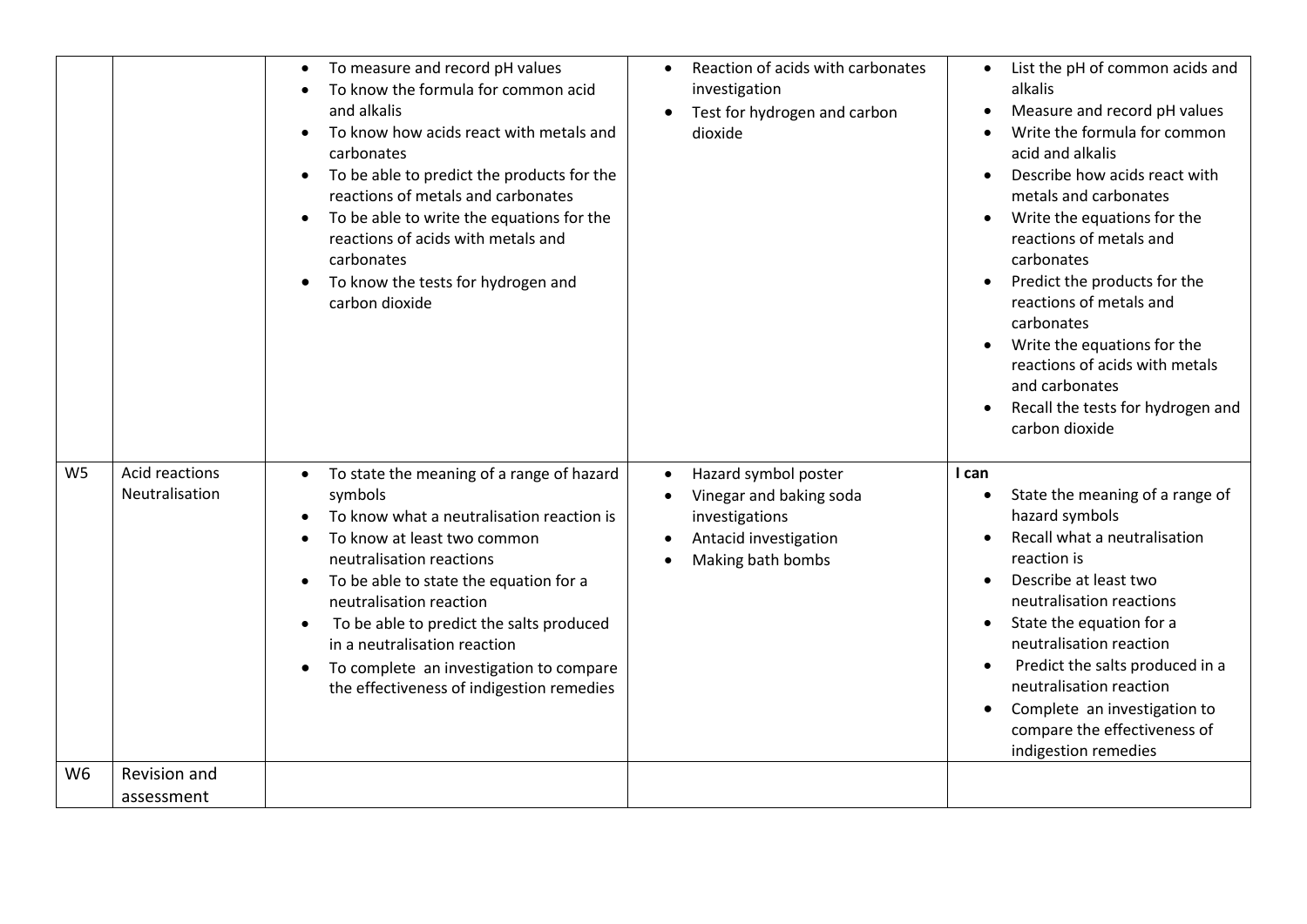| | | | | |
|---|---|---|---|---|
| | | • To measure and record pH values<br>• To know the formula for common acid and alkalis<br>• To know how acids react with metals and carbonates<br>• To be able to predict the products for the reactions of metals and carbonates<br>• To be able to write the equations for the reactions of acids with metals and carbonates<br>• To know the tests for hydrogen and carbon dioxide | • Reaction of acids with carbonates investigation<br>• Test for hydrogen and carbon dioxide | • List the pH of common acids and alkalis<br>• Measure and record pH values<br>• Write the formula for common acid and alkalis<br>• Describe how acids react with metals and carbonates<br>• Write the equations for the reactions of metals and carbonates<br>• Predict the products for the reactions of metals and carbonates<br>• Write the equations for the reactions of acids with metals and carbonates<br>• Recall the tests for hydrogen and carbon dioxide |
| W5 | Acid reactions Neutralisation | • To state the meaning of a range of hazard symbols<br>• To know what a neutralisation reaction is<br>• To know at least two common neutralisation reactions<br>• To be able to state the equation for a neutralisation reaction<br>• To be able to predict the salts produced in a neutralisation reaction<br>• To complete an investigation to compare the effectiveness of indigestion remedies | • Hazard symbol poster<br>• Vinegar and baking soda investigations<br>• Antacid investigation<br>• Making bath bombs | **I can**<br>• State the meaning of a range of hazard symbols<br>• Recall what a neutralisation reaction is<br>• Describe at least two neutralisation reactions<br>• State the equation for a neutralisation reaction<br>• Predict the salts produced in a neutralisation reaction<br>• Complete an investigation to compare the effectiveness of indigestion remedies |
| W6 | Revision and assessment | | | |